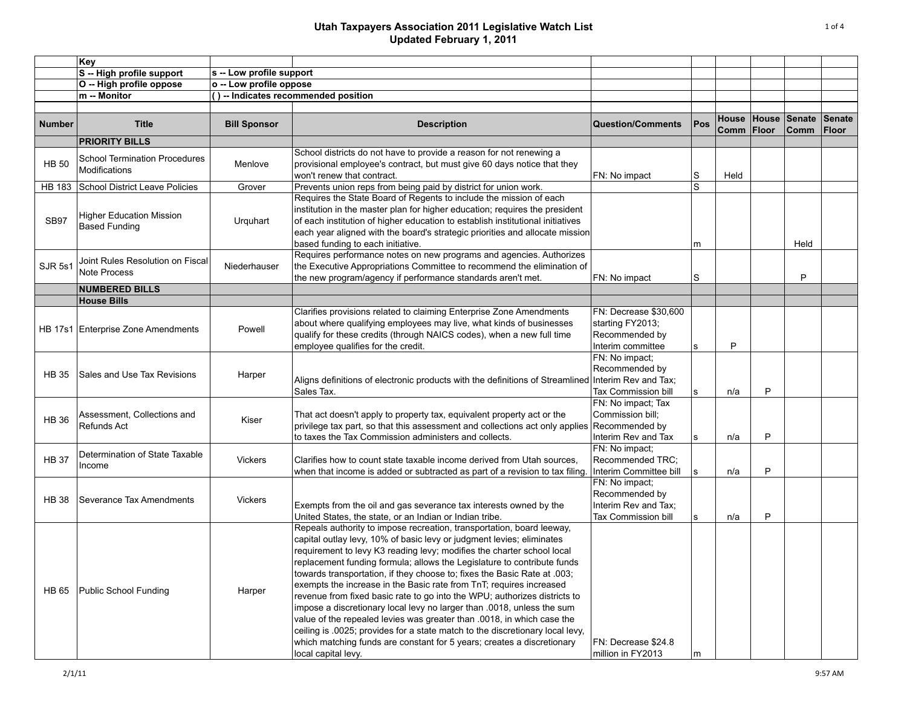# Utah Taxpayers Association 2011 Legislative Watch List
## Updated February 1, 2011

| | Key | | | | | | | | |
|---|---|---|---|---|---|---|---|---|---|
| | S -- High profile support | s -- Low profile support | | | | | | | |
| | O -- High profile oppose | o -- Low profile oppose | | | | | | | |
| | m -- Monitor | ( ) -- Indicates recommended position | | | | | | | |

| Number | Title | Bill Sponsor | Description | Question/Comments | Pos | House Comm | House Floor | Senate Comm | Senate Floor |
|---|---|---|---|---|---|---|---|---|---|
| | **PRIORITY BILLS** | | | | | | | | |
| HB 50 | School Termination Procedures Modifications | Menlove | School districts do not have to provide a reason for not renewing a provisional employee's contract, but must give 60 days notice that they won't renew that contract. | FN: No impact | S | Held | | | |
| HB 183 | School District Leave Policies | Grover | Prevents union reps from being paid by district for union work. | | S | | | | |
| SB97 | Higher Education Mission Based Funding | Urquhart | Requires the State Board of Regents to include the mission of each institution in the master plan for higher education; requires the president of each institution of higher education to establish institutional initiatives each year aligned with the board's strategic priorities and allocate mission based funding to each initiative. | | m | | | Held | |
| SJR 5s1 | Joint Rules Resolution on Fiscal Note Process | Niederhauser | Requires performance notes on new programs and agencies. Authorizes the Executive Appropriations Committee to recommend the elimination of the new program/agency if performance standards aren't met. | FN: No impact | S | | | P | |
| | **NUMBERED BILLS** | | | | | | | | |
| | **House Bills** | | | | | | | | |
| HB 17s1 | Enterprise Zone Amendments | Powell | Clarifies provisions related to claiming Enterprise Zone Amendments about where qualifying employees may live, what kinds of businesses qualify for these credits (through NAICS codes), when a new full time employee qualifies for the credit. | FN: Decrease $30,600 starting FY2013; Recommended by Interim committee | s | P | | | |
| HB 35 | Sales and Use Tax Revisions | Harper | Aligns definitions of electronic products with the definitions of Streamlined Sales Tax. | FN: No impact; Recommended by Interim Rev and Tax; Tax Commission bill | s | n/a | P | | |
| HB 36 | Assessment, Collections and Refunds Act | Kiser | That act doesn't apply to property tax, equivalent property act or the privilege tax part, so that this assessment and collections act only applies to taxes the Tax Commission administers and collects. | FN: No impact; Tax Commission bill; Recommended by Interim Rev and Tax | s | n/a | P | | |
| HB 37 | Determination of State Taxable Income | Vickers | Clarifies how to count state taxable income derived from Utah sources, when that income is added or subtracted as part of a revision to tax filing. | FN: No impact; Recommended TRC; Interim Committee bill | s | n/a | P | | |
| HB 38 | Severance Tax Amendments | Vickers | Exempts from the oil and gas severance tax interests owned by the United States, the state, or an Indian or Indian tribe. | FN: No impact; Recommended by Interim Rev and Tax; Tax Commission bill | s | n/a | P | | |
| HB 65 | Public School Funding | Harper | Repeals authority to impose recreation, transportation, board leeway, capital outlay levy, 10% of basic levy or judgment levies; eliminates requirement to levy K3 reading levy; modifies the charter school local replacement funding formula; allows the Legislature to contribute funds towards transportation, if they choose to; fixes the Basic Rate at .003; exempts the increase in the Basic rate from TnT; requires increased revenue from fixed basic rate to go into the WPU; authorizes districts to impose a discretionary local levy no larger than .0018, unless the sum value of the repealed levies was greater than .0018, in which case the ceiling is .0025; provides for a state match to the discretionary local levy, which matching funds are constant for 5 years; creates a discretionary local capital levy. | FN: Decrease $24.8 million in FY2013 | m | | | | |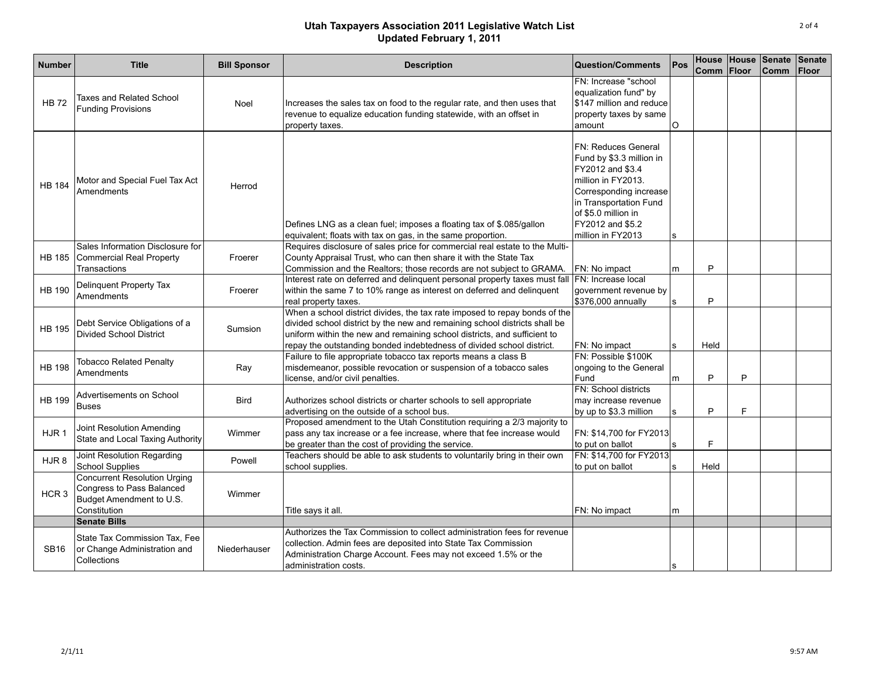# Utah Taxpayers Association 2011 Legislative Watch List
## Updated February 1, 2011

| Number | Title | Bill Sponsor | Description | Question/Comments | Pos | House Comm | House Floor | Senate Comm | Senate Floor |
|---|---|---|---|---|---|---|---|---|---|
| HB 72 | Taxes and Related School Funding Provisions | Noel | Increases the sales tax on food to the regular rate, and then uses that revenue to equalize education funding statewide, with an offset in property taxes. | FN: Increase "school equalization fund" by $147 million and reduce property taxes by same amount | O | | | | |
| HB 184 | Motor and Special Fuel Tax Act Amendments | Herrod | Defines LNG as a clean fuel; imposes a floating tax of $.085/gallon equivalent; floats with tax on gas, in the same proportion. | FN: Reduces General Fund by $3.3 million in FY2012 and $3.4 million in FY2013. Corresponding increase in Transportation Fund of $5.0 million in FY2012 and $5.2 million in FY2013 | s | | | | |
| HB 185 | Sales Information Disclosure for Commercial Real Property Transactions | Froerer | Requires disclosure of sales price for commercial real estate to the Multi-County Appraisal Trust, who can then share it with the State Tax Commission and the Realtors; those records are not subject to GRAMA. | FN: No impact | m | P | | | |
| HB 190 | Delinquent Property Tax Amendments | Froerer | Interest rate on deferred and delinquent personal property taxes must fall within the same 7 to 10% range as interest on deferred and delinquent real property taxes. | FN: Increase local government revenue by $376,000 annually | s | P | | | |
| HB 195 | Debt Service Obligations of a Divided School District | Sumsion | When a school district divides, the tax rate imposed to repay bonds of the divided school district by the new and remaining school districts shall be uniform within the new and remaining school districts, and sufficient to repay the outstanding bonded indebtedness of divided school district. | FN: No impact | s | Held | | | |
| HB 198 | Tobacco Related Penalty Amendments | Ray | Failure to file appropriate tobacco tax reports means a class B misdemeanor, possible revocation or suspension of a tobacco sales license, and/or civil penalties. | FN: Possible $100K ongoing to the General Fund | m | P | P | | |
| HB 199 | Advertisements on School Buses | Bird | Authorizes school districts or charter schools to sell appropriate advertising on the outside of a school bus. | FN: School districts may increase revenue by up to $3.3 million | s | P | F | | |
| HJR 1 | Joint Resolution Amending State and Local Taxing Authority | Wimmer | Proposed amendment to the Utah Constitution requiring a 2/3 majority to pass any tax increase or a fee increase, where that fee increase would be greater than the cost of providing the service. | FN: $14,700 for FY2013 to put on ballot | s | F | | | |
| HJR 8 | Joint Resolution Regarding School Supplies | Powell | Teachers should be able to ask students to voluntarily bring in their own school supplies. | FN: $14,700 for FY2013 to put on ballot | s | Held | | | |
| HCR 3 | Concurrent Resolution Urging Congress to Pass Balanced Budget Amendment to U.S. Constitution | Wimmer | Title says it all. | FN: No impact | m | | | | |
| | **Senate Bills** | | | | | | | | |
| SB16 | State Tax Commission Tax, Fee or Change Administration and Collections | Niederhauser | Authorizes the Tax Commission to collect administration fees for revenue collection. Admin fees are deposited into State Tax Commission Administration Charge Account. Fees may not exceed 1.5% or the administration costs. | | s | | | | |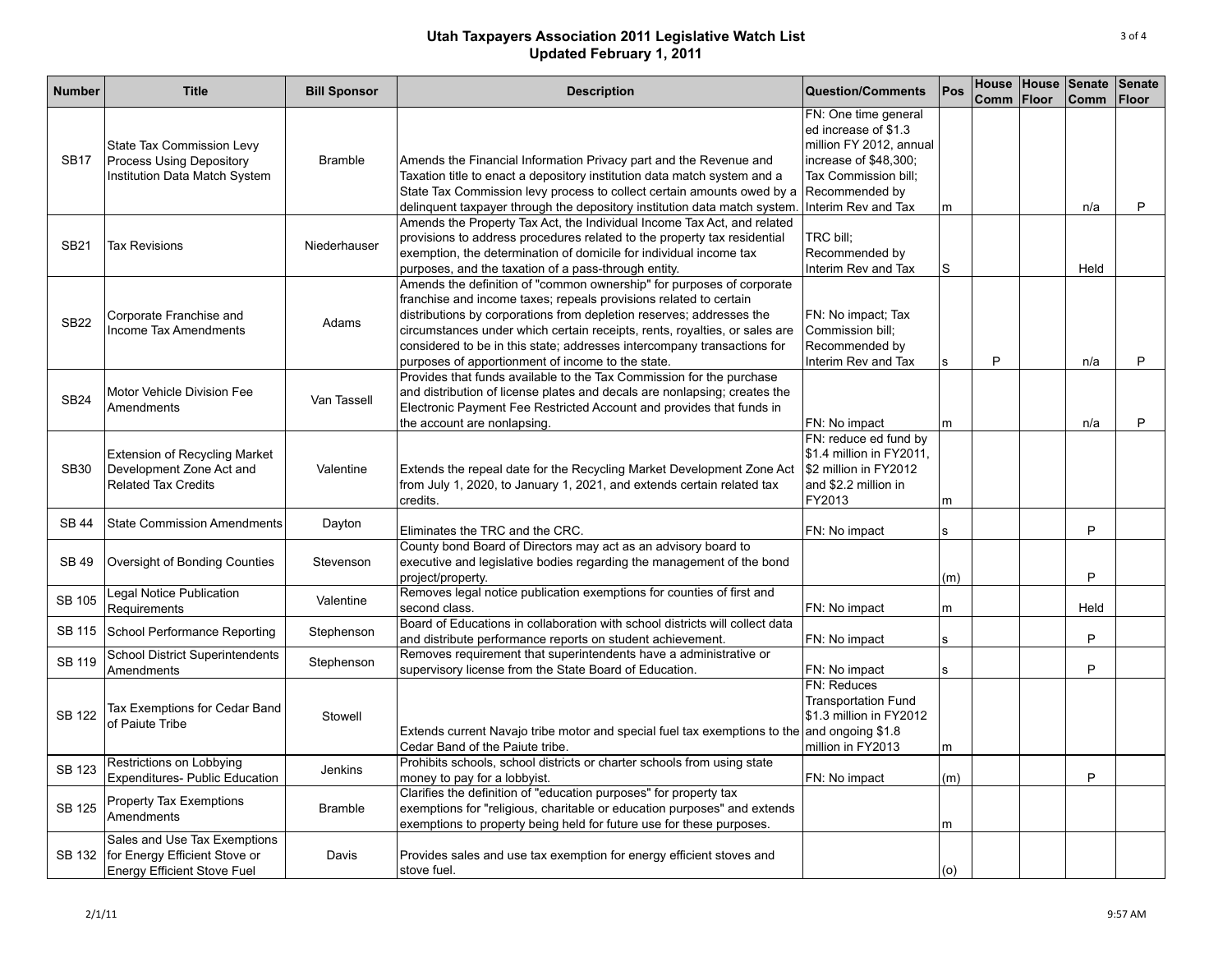# Utah Taxpayers Association 2011 Legislative Watch List
## Updated February 1, 2011

| Number | Title | Bill Sponsor | Description | Question/Comments | Pos | House Comm | House Floor | Senate Comm | Senate Floor |
|---|---|---|---|---|---|---|---|---|---|
| SB17 | State Tax Commission Levy Process Using Depository Institution Data Match System | Bramble | Amends the Financial Information Privacy part and the Revenue and Taxation title to enact a depository institution data match system and a State Tax Commission levy process to collect certain amounts owed by a delinquent taxpayer through the depository institution data match system. | FN: One time general ed increase of $1.3 million FY 2012, annual increase of $48,300; Tax Commission bill; Recommended by Interim Rev and Tax | m | | | n/a | P |
| SB21 | Tax Revisions | Niederhauser | Amends the Property Tax Act, the Individual Income Tax Act, and related provisions to address procedures related to the property tax residential exemption, the determination of domicile for individual income tax purposes, and the taxation of a pass-through entity. | TRC bill; Recommended by Interim Rev and Tax | S | | | Held | |
| SB22 | Corporate Franchise and Income Tax Amendments | Adams | Amends the definition of "common ownership" for purposes of corporate franchise and income taxes; repeals provisions related to certain distributions by corporations from depletion reserves; addresses the circumstances under which certain receipts, rents, royalties, or sales are considered to be in this state; addresses intercompany transactions for purposes of apportionment of income to the state. | FN: No impact; Tax Commission bill; Recommended by Interim Rev and Tax | s | P | | n/a | P |
| SB24 | Motor Vehicle Division Fee Amendments | Van Tassell | Provides that funds available to the Tax Commission for the purchase and distribution of license plates and decals are nonlapsing; creates the Electronic Payment Fee Restricted Account and provides that funds in the account are nonlapsing. | FN: No impact | m | | | n/a | P |
| SB30 | Extension of Recycling Market Development Zone Act and Related Tax Credits | Valentine | Extends the repeal date for the Recycling Market Development Zone Act from July 1, 2020, to January 1, 2021, and extends certain related tax credits. | FN: reduce ed fund by $1.4 million in FY2011, $2 million in FY2012 and $2.2 million in FY2013 | m | | | | |
| SB 44 | State Commission Amendments | Dayton | Eliminates the TRC and the CRC. | FN: No impact | s | | | P | |
| SB 49 | Oversight of Bonding Counties | Stevenson | County bond Board of Directors may act as an advisory board to executive and legislative bodies regarding the management of the bond project/property. | | (m) | | | P | |
| SB 105 | Legal Notice Publication Requirements | Valentine | Removes legal notice publication exemptions for counties of first and second class. | FN: No impact | m | | | Held | |
| SB 115 | School Performance Reporting | Stephenson | Board of Educations in collaboration with school districts will collect data and distribute performance reports on student achievement. | FN: No impact | s | | | P | |
| SB 119 | School District Superintendents Amendments | Stephenson | Removes requirement that superintendents have a administrative or supervisory license from the State Board of Education. | FN: No impact | s | | | P | |
| SB 122 | Tax Exemptions for Cedar Band of Paiute Tribe | Stowell | Extends current Navajo tribe motor and special fuel tax exemptions to the Cedar Band of the Paiute tribe. | FN: Reduces Transportation Fund $1.3 million in FY2012 and ongoing $1.8 million in FY2013 | m | | | | |
| SB 123 | Restrictions on Lobbying Expenditures- Public Education | Jenkins | Prohibits schools, school districts or charter schools from using state money to pay for a lobbyist. | FN: No impact | (m) | | | P | |
| SB 125 | Property Tax Exemptions Amendments | Bramble | Clarifies the definition of "education purposes" for property tax exemptions for "religious, charitable or education purposes" and extends exemptions to property being held for future use for these purposes. | | m | | | | |
| SB 132 | Sales and Use Tax Exemptions for Energy Efficient Stove or Energy Efficient Stove Fuel | Davis | Provides sales and use tax exemption for energy efficient stoves and stove fuel. | | (o) | | | | |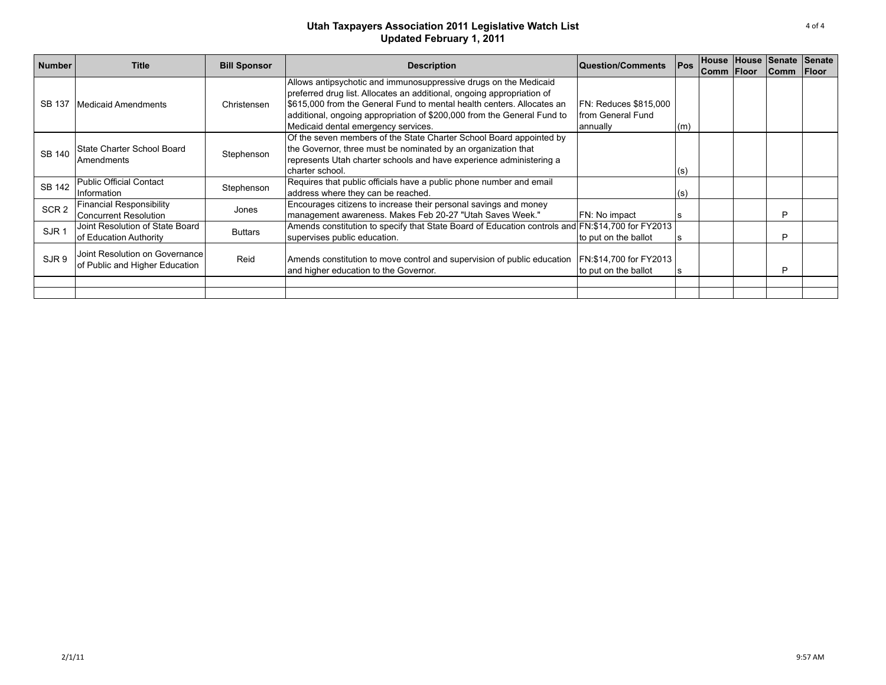# Utah Taxpayers Association 2011 Legislative Watch List
## Updated February 1, 2011

| Number | Title | Bill Sponsor | Description | Question/Comments | Pos | House Comm | House Floor | Senate Comm | Senate Floor |
|---|---|---|---|---|---|---|---|---|---|
| SB 137 | Medicaid Amendments | Christensen | Allows antipsychotic and immunosuppressive drugs on the Medicaid preferred drug list. Allocates an additional, ongoing appropriation of $615,000 from the General Fund to mental health centers. Allocates an additional, ongoing appropriation of $200,000 from the General Fund to Medicaid dental emergency services. | FN: Reduces $815,000 from General Fund annually | (m) | | | | |
| SB 140 | State Charter School Board Amendments | Stephenson | Of the seven members of the State Charter School Board appointed by the Governor, three must be nominated by an organization that represents Utah charter schools and have experience administering a charter school. | | (s) | | | | |
| SB 142 | Public Official Contact Information | Stephenson | Requires that public officials have a public phone number and email address where they can be reached. | | (s) | | | | |
| SCR 2 | Financial Responsibility Concurrent Resolution | Jones | Encourages citizens to increase their personal savings and money management awareness. Makes Feb 20-27 "Utah Saves Week." | FN: No impact | s | | | P | |
| SJR 1 | Joint Resolution of State Board of Education Authority | Buttars | Amends constitution to specify that State Board of Education controls and supervises public education. | FN:$14,700 for FY2013 to put on the ballot | s | | | P | |
| SJR 9 | Joint Resolution on Governance of Public and Higher Education | Reid | Amends constitution to move control and supervision of public education and higher education to the Governor. | FN:$14,700 for FY2013 to put on the ballot | s | | | P | |
| | | | | | | | | | |
| | | | | | | | | | |

2/1/11 9:57 AM